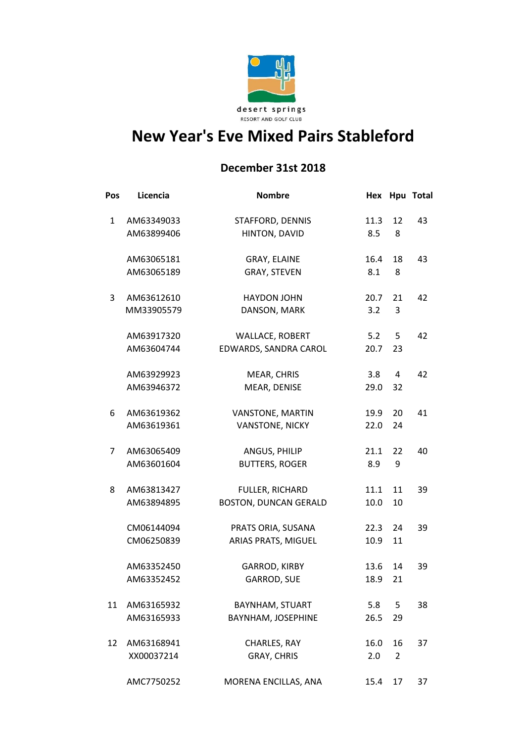desert springs
RESORT AND GOLF CLUB

# New Year's Eve Mixed Pairs Stableford

## December 31st 2018

| Pos | Licencia | Nombre | Hex | Hpu | Total |
|---|---|---|---|---|---|
| 1 | AM63349033 | STAFFORD, DENNIS | 11.3 | 12 | 43 |
| | AM63899406 | HINTON, DAVID | 8.5 | 8 | |
| | AM63065181 | GRAY, ELAINE | 16.4 | 18 | 43 |
| | AM63065189 | GRAY, STEVEN | 8.1 | 8 | |
| 3 | AM63612610 | HAYDON JOHN | 20.7 | 21 | 42 |
| | MM33905579 | DANSON, MARK | 3.2 | 3 | |
| | AM63917320 | WALLACE, ROBERT | 5.2 | 5 | 42 |
| | AM63604744 | EDWARDS, SANDRA CAROL | 20.7 | 23 | |
| | AM63929923 | MEAR, CHRIS | 3.8 | 4 | 42 |
| | AM63946372 | MEAR, DENISE | 29.0 | 32 | |
| 6 | AM63619362 | VANSTONE, MARTIN | 19.9 | 20 | 41 |
| | AM63619361 | VANSTONE, NICKY | 22.0 | 24 | |
| 7 | AM63065409 | ANGUS, PHILIP | 21.1 | 22 | 40 |
| | AM63601604 | BUTTERS, ROGER | 8.9 | 9 | |
| 8 | AM63813427 | FULLER, RICHARD | 11.1 | 11 | 39 |
| | AM63894895 | BOSTON, DUNCAN GERALD | 10.0 | 10 | |
| | CM06144094 | PRATS ORIA, SUSANA | 22.3 | 24 | 39 |
| | CM06250839 | ARIAS PRATS, MIGUEL | 10.9 | 11 | |
| | AM63352450 | GARROD, KIRBY | 13.6 | 14 | 39 |
| | AM63352452 | GARROD, SUE | 18.9 | 21 | |
| 11 | AM63165932 | BAYNHAM, STUART | 5.8 | 5 | 38 |
| | AM63165933 | BAYNHAM, JOSEPHINE | 26.5 | 29 | |
| 12 | AM63168941 | CHARLES, RAY | 16.0 | 16 | 37 |
| | XX00037214 | GRAY, CHRIS | 2.0 | 2 | |
| | AMC7750252 | MORENA ENCILLAS, ANA | 15.4 | 17 | 37 |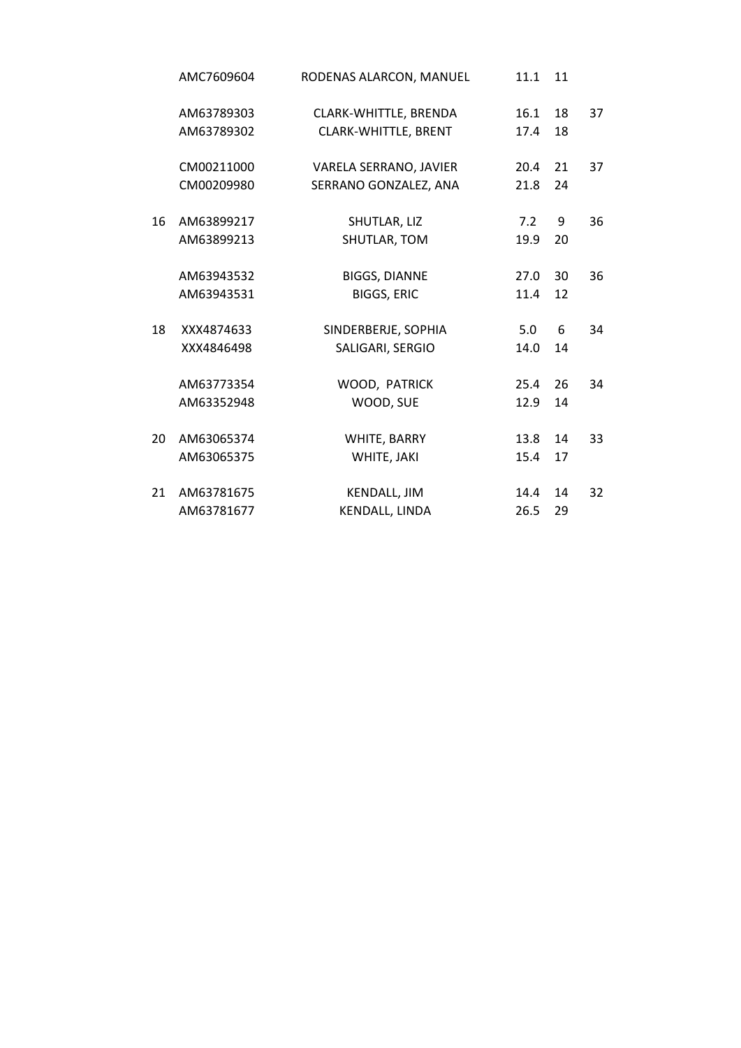| | | | | | |
|---|---|---|---|---|---|
| | AMC7609604 | RODENAS ALARCON, MANUEL | 11.1 | 11 | |
| | AM63789303 | CLARK-WHITTLE, BRENDA | 16.1 | 18 | 37 |
| | AM63789302 | CLARK-WHITTLE, BRENT | 17.4 | 18 | |
| | CM00211000 | VARELA SERRANO, JAVIER | 20.4 | 21 | 37 |
| | CM00209980 | SERRANO GONZALEZ, ANA | 21.8 | 24 | |
| 16 | AM63899217 | SHUTLAR, LIZ | 7.2 | 9 | 36 |
| | AM63899213 | SHUTLAR, TOM | 19.9 | 20 | |
| | AM63943532 | BIGGS, DIANNE | 27.0 | 30 | 36 |
| | AM63943531 | BIGGS, ERIC | 11.4 | 12 | |
| 18 | XXX4874633 | SINDERBERJE, SOPHIA | 5.0 | 6 | 34 |
| | XXX4846498 | SALIGARI, SERGIO | 14.0 | 14 | |
| | AM63773354 | WOOD, PATRICK | 25.4 | 26 | 34 |
| | AM63352948 | WOOD, SUE | 12.9 | 14 | |
| 20 | AM63065374 | WHITE, BARRY | 13.8 | 14 | 33 |
| | AM63065375 | WHITE, JAKI | 15.4 | 17 | |
| 21 | AM63781675 | KENDALL, JIM | 14.4 | 14 | 32 |
| | AM63781677 | KENDALL, LINDA | 26.5 | 29 | |